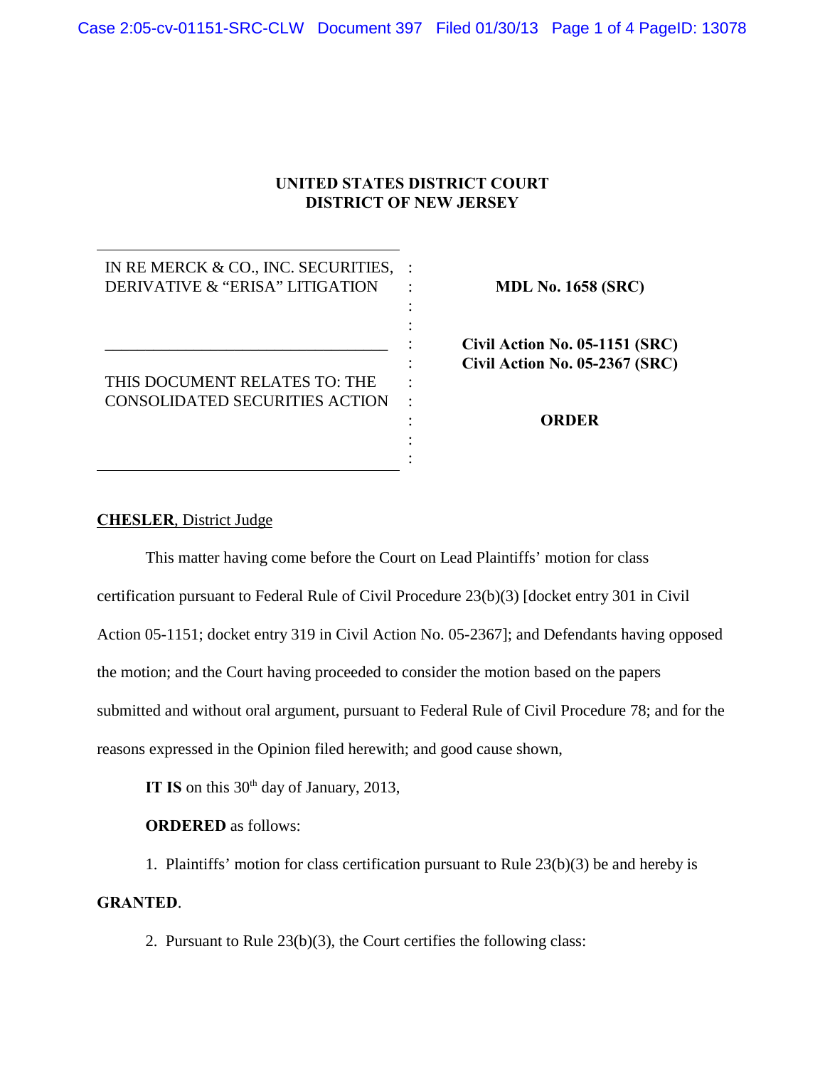**UNITED STATES DISTRICT COURT**
**DISTRICT OF NEW JERSEY**

| | |
|---|---|
| IN RE MERCK & CO., INC. SECURITIES, DERIVATIVE & "ERISA" LITIGATION | **MDL No. 1658 (SRC)** |
| THIS DOCUMENT RELATES TO: THE CONSOLIDATED SECURITIES ACTION | **Civil Action No. 05-1151 (SRC)**<br>**Civil Action No. 05-2367 (SRC)** |
| | **ORDER** |

**CHESLER**, District Judge

This matter having come before the Court on Lead Plaintiffs' motion for class certification pursuant to Federal Rule of Civil Procedure 23(b)(3) [docket entry 301 in Civil Action 05-1151; docket entry 319 in Civil Action No. 05-2367]; and Defendants having opposed the motion; and the Court having proceeded to consider the motion based on the papers submitted and without oral argument, pursuant to Federal Rule of Civil Procedure 78; and for the reasons expressed in the Opinion filed herewith; and good cause shown,

**IT IS** on this 30th day of January, 2013,

**ORDERED** as follows:

1. Plaintiffs' motion for class certification pursuant to Rule 23(b)(3) be and hereby is **GRANTED**.

2. Pursuant to Rule 23(b)(3), the Court certifies the following class: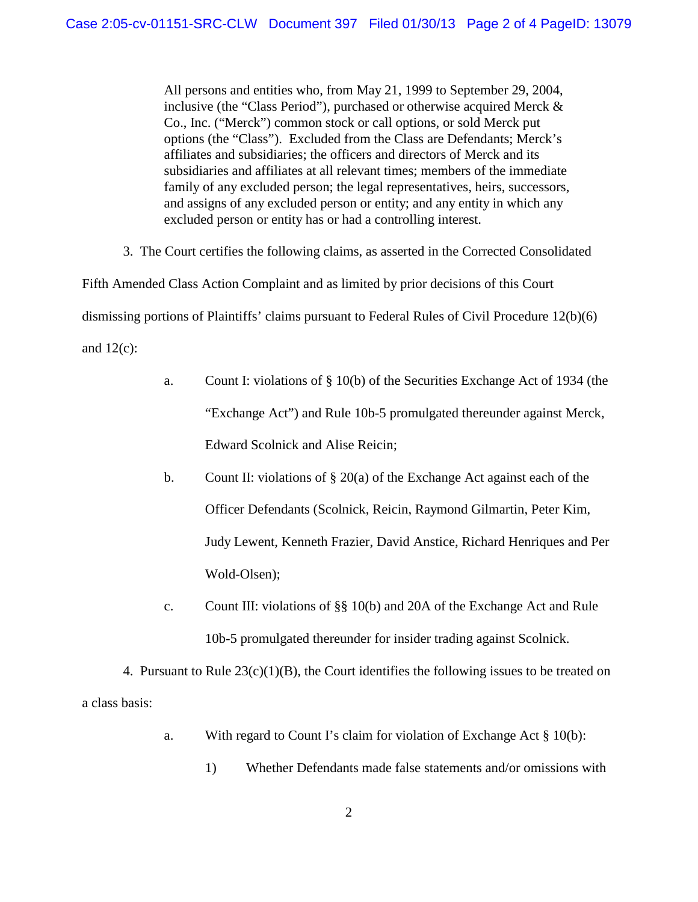> All persons and entities who, from May 21, 1999 to September 29, 2004, inclusive (the "Class Period"), purchased or otherwise acquired Merck & Co., Inc. ("Merck") common stock or call options, or sold Merck put options (the "Class"). Excluded from the Class are Defendants; Merck's affiliates and subsidiaries; the officers and directors of Merck and its subsidiaries and affiliates at all relevant times; members of the immediate family of any excluded person; the legal representatives, heirs, successors, and assigns of any excluded person or entity; and any entity in which any excluded person or entity has or had a controlling interest.

3. The Court certifies the following claims, as asserted in the Corrected Consolidated Fifth Amended Class Action Complaint and as limited by prior decisions of this Court dismissing portions of Plaintiffs' claims pursuant to Federal Rules of Civil Procedure 12(b)(6) and 12(c):

   a. Count I: violations of § 10(b) of the Securities Exchange Act of 1934 (the "Exchange Act") and Rule 10b-5 promulgated thereunder against Merck, Edward Scolnick and Alise Reicin;

   b. Count II: violations of § 20(a) of the Exchange Act against each of the Officer Defendants (Scolnick, Reicin, Raymond Gilmartin, Peter Kim, Judy Lewent, Kenneth Frazier, David Anstice, Richard Henriques and Per Wold-Olsen);

   c. Count III: violations of §§ 10(b) and 20A of the Exchange Act and Rule 10b-5 promulgated thereunder for insider trading against Scolnick.

4. Pursuant to Rule 23(c)(1)(B), the Court identifies the following issues to be treated on a class basis:

   a. With regard to Count I's claim for violation of Exchange Act § 10(b):

      1) Whether Defendants made false statements and/or omissions with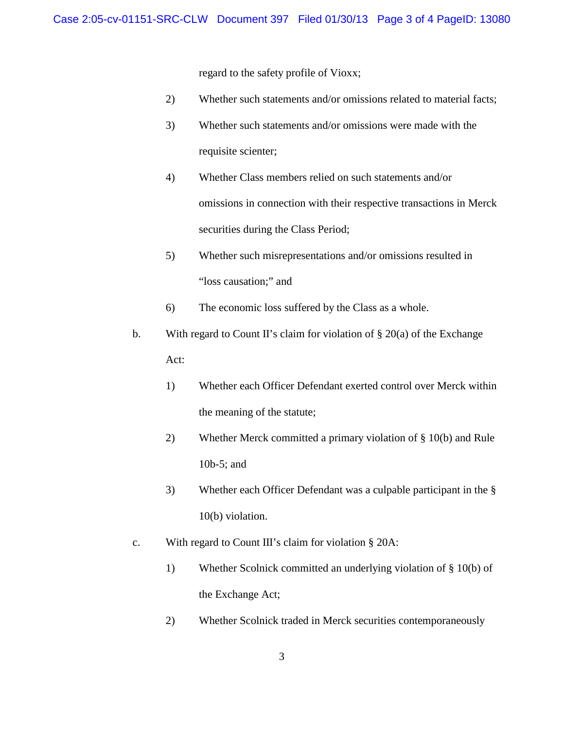regard to the safety profile of Vioxx;

2) Whether such statements and/or omissions related to material facts;

3) Whether such statements and/or omissions were made with the requisite scienter;

4) Whether Class members relied on such statements and/or omissions in connection with their respective transactions in Merck securities during the Class Period;

5) Whether such misrepresentations and/or omissions resulted in "loss causation;" and

6) The economic loss suffered by the Class as a whole.

b. With regard to Count II's claim for violation of § 20(a) of the Exchange Act:

1) Whether each Officer Defendant exerted control over Merck within the meaning of the statute;

2) Whether Merck committed a primary violation of § 10(b) and Rule 10b-5; and

3) Whether each Officer Defendant was a culpable participant in the § 10(b) violation.

c. With regard to Count III's claim for violation § 20A:

1) Whether Scolnick committed an underlying violation of § 10(b) of the Exchange Act;

2) Whether Scolnick traded in Merck securities contemporaneously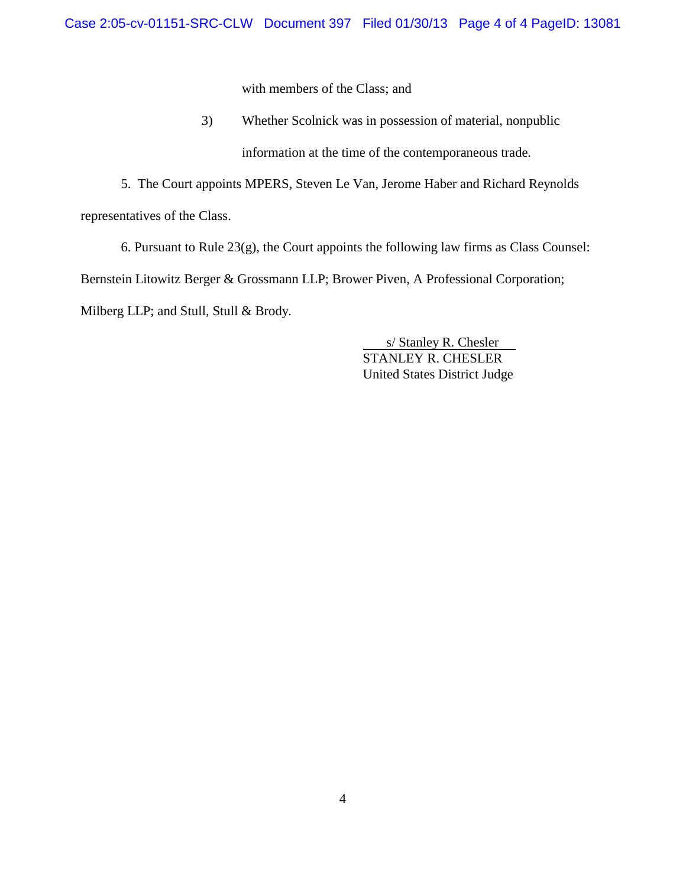with members of the Class; and

3) Whether Scolnick was in possession of material, nonpublic information at the time of the contemporaneous trade.

5. The Court appoints MPERS, Steven Le Van, Jerome Haber and Richard Reynolds representatives of the Class.

6. Pursuant to Rule 23(g), the Court appoints the following law firms as Class Counsel: Bernstein Litowitz Berger & Grossmann LLP; Brower Piven, A Professional Corporation; Milberg LLP; and Stull, Stull & Brody.

s/ Stanley R. Chesler
STANLEY R. CHESLER
United States District Judge